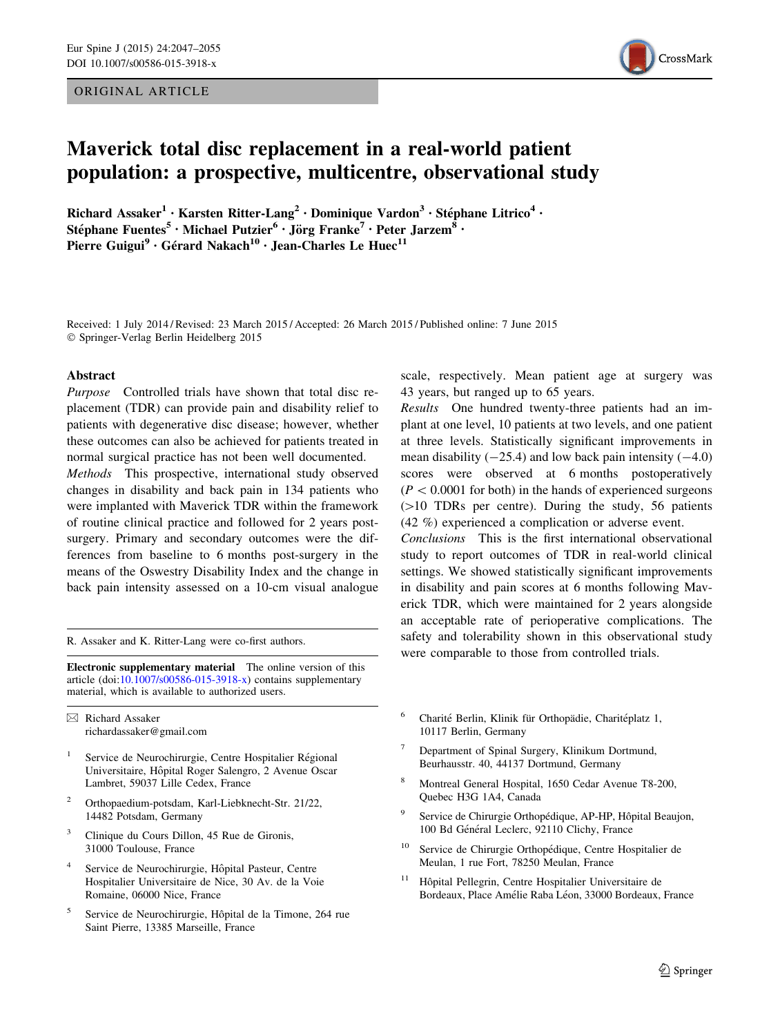ORIGINAL ARTICLE

# Maverick total disc replacement in a real-world patient population: a prospective, multicentre, observational study

**Richard Assaker[1] · Karsten Ritter-Lang[2] · Dominique Vardon[3] · Stéphane Litrico[4] · Stéphane Fuentes[5] · Michael Putzier[6] · Jörg Franke[7] · Peter Jarzem[8] · Pierre Guigui[9] · Gérard Nakach[10] · Jean-Charles Le Huec[11]**

Received: 1 July 2014 / Revised: 23 March 2015 / Accepted: 26 March 2015 / Published online: 7 June 2015
© Springer-Verlag Berlin Heidelberg 2015

## Abstract

*Purpose* Controlled trials have shown that total disc replacement (TDR) can provide pain and disability relief to patients with degenerative disc disease; however, whether these outcomes can also be achieved for patients treated in normal surgical practice has not been well documented.

*Methods* This prospective, international study observed changes in disability and back pain in 134 patients who were implanted with Maverick TDR within the framework of routine clinical practice and followed for 2 years post-surgery. Primary and secondary outcomes were the differences from baseline to 6 months post-surgery in the means of the Oswestry Disability Index and the change in back pain intensity assessed on a 10-cm visual analogue scale, respectively. Mean patient age at surgery was 43 years, but ranged up to 65 years.

*Results* One hundred twenty-three patients had an implant at one level, 10 patients at two levels, and one patient at three levels. Statistically significant improvements in mean disability (−25.4) and low back pain intensity (−4.0) scores were observed at 6 months postoperatively ($P < 0.0001$ for both) in the hands of experienced surgeons (>10 TDRs per centre). During the study, 56 patients (42 %) experienced a complication or adverse event.

*Conclusions* This is the first international observational study to report outcomes of TDR in real-world clinical settings. We showed statistically significant improvements in disability and pain scores at 6 months following Maverick TDR, which were maintained for 2 years alongside an acceptable rate of perioperative complications. The safety and tolerability shown in this observational study were comparable to those from controlled trials.

R. Assaker and K. Ritter-Lang were co-first authors.

**Electronic supplementary material** The online version of this article (doi:10.1007/s00586-015-3918-x) contains supplementary material, which is available to authorized users.

✉ Richard Assaker
richardassaker@gmail.com

[1] Service de Neurochirurgie, Centre Hospitalier Régional Universitaire, Hôpital Roger Salengro, 2 Avenue Oscar Lambret, 59037 Lille Cedex, France

[2] Orthopaedium-potsdam, Karl-Liebknecht-Str. 21/22, 14482 Potsdam, Germany

[3] Clinique du Cours Dillon, 45 Rue de Gironis, 31000 Toulouse, France

[4] Service de Neurochirurgie, Hôpital Pasteur, Centre Hospitalier Universitaire de Nice, 30 Av. de la Voie Romaine, 06000 Nice, France

[5] Service de Neurochirurgie, Hôpital de la Timone, 264 rue Saint Pierre, 13385 Marseille, France

[6] Charité Berlin, Klinik für Orthopädie, Charitéplatz 1, 10117 Berlin, Germany

[7] Department of Spinal Surgery, Klinikum Dortmund, Beurhausstr. 40, 44137 Dortmund, Germany

[8] Montreal General Hospital, 1650 Cedar Avenue T8-200, Quebec H3G 1A4, Canada

[9] Service de Chirurgie Orthopédique, AP-HP, Hôpital Beaujon, 100 Bd Général Leclerc, 92110 Clichy, France

[10] Service de Chirurgie Orthopédique, Centre Hospitalier de Meulan, 1 rue Fort, 78250 Meulan, France

[11] Hôpital Pellegrin, Centre Hospitalier Universitaire de Bordeaux, Place Amélie Raba Léon, 33000 Bordeaux, France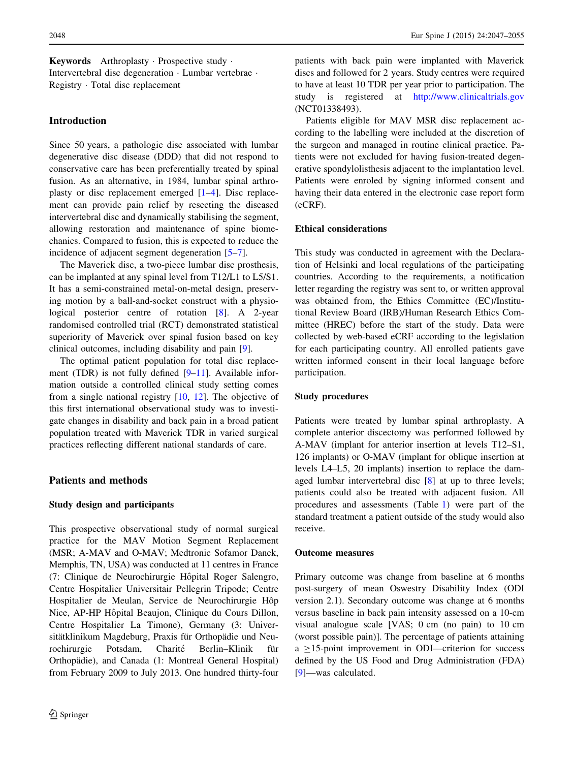**Keywords** Arthroplasty · Prospective study · Intervertebral disc degeneration · Lumbar vertebrae · Registry · Total disc replacement

## Introduction

Since 50 years, a pathologic disc associated with lumbar degenerative disc disease (DDD) that did not respond to conservative care has been preferentially treated by spinal fusion. As an alternative, in 1984, lumbar spinal arthroplasty or disc replacement emerged [1–4]. Disc replacement can provide pain relief by resecting the diseased intervertebral disc and dynamically stabilising the segment, allowing restoration and maintenance of spine biomechanics. Compared to fusion, this is expected to reduce the incidence of adjacent segment degeneration [5–7].

The Maverick disc, a two-piece lumbar disc prosthesis, can be implanted at any spinal level from T12/L1 to L5/S1. It has a semi-constrained metal-on-metal design, preserving motion by a ball-and-socket construct with a physiological posterior centre of rotation [8]. A 2-year randomised controlled trial (RCT) demonstrated statistical superiority of Maverick over spinal fusion based on key clinical outcomes, including disability and pain [9].

The optimal patient population for total disc replacement (TDR) is not fully defined [9–11]. Available information outside a controlled clinical study setting comes from a single national registry [10, 12]. The objective of this first international observational study was to investigate changes in disability and back pain in a broad patient population treated with Maverick TDR in varied surgical practices reflecting different national standards of care.

## Patients and methods

### Study design and participants

This prospective observational study of normal surgical practice for the MAV Motion Segment Replacement (MSR; A-MAV and O-MAV; Medtronic Sofamor Danek, Memphis, TN, USA) was conducted at 11 centres in France (7: Clinique de Neurochirurgie Hôpital Roger Salengro, Centre Hospitalier Universitair Pellegrin Tripode; Centre Hospitalier de Meulan, Service de Neurochirurgie Hôp Nice, AP-HP Hôpital Beaujon, Clinique du Cours Dillon, Centre Hospitalier La Timone), Germany (3: Universitätklinikum Magdeburg, Praxis für Orthopädie und Neurochirurgie Potsdam, Charité Berlin–Klinik für Orthopädie), and Canada (1: Montreal General Hospital) from February 2009 to July 2013. One hundred thirty-four patients with back pain were implanted with Maverick discs and followed for 2 years. Study centres were required to have at least 10 TDR per year prior to participation. The study is registered at http://www.clinicaltrials.gov (NCT01338493).

Patients eligible for MAV MSR disc replacement according to the labelling were included at the discretion of the surgeon and managed in routine clinical practice. Patients were not excluded for having fusion-treated degenerative spondylolisthesis adjacent to the implantation level. Patients were enroled by signing informed consent and having their data entered in the electronic case report form (eCRF).

### Ethical considerations

This study was conducted in agreement with the Declaration of Helsinki and local regulations of the participating countries. According to the requirements, a notification letter regarding the registry was sent to, or written approval was obtained from, the Ethics Committee (EC)/Institutional Review Board (IRB)/Human Research Ethics Committee (HREC) before the start of the study. Data were collected by web-based eCRF according to the legislation for each participating country. All enrolled patients gave written informed consent in their local language before participation.

### Study procedures

Patients were treated by lumbar spinal arthroplasty. A complete anterior discectomy was performed followed by A-MAV (implant for anterior insertion at levels T12–S1, 126 implants) or O-MAV (implant for oblique insertion at levels L4–L5, 20 implants) insertion to replace the damaged lumbar intervertebral disc [8] at up to three levels; patients could also be treated with adjacent fusion. All procedures and assessments (Table 1) were part of the standard treatment a patient outside of the study would also receive.

### Outcome measures

Primary outcome was change from baseline at 6 months post-surgery of mean Oswestry Disability Index (ODI version 2.1). Secondary outcome was change at 6 months versus baseline in back pain intensity assessed on a 10-cm visual analogue scale [VAS; 0 cm (no pain) to 10 cm (worst possible pain)]. The percentage of patients attaining a ≥15-point improvement in ODI—criterion for success defined by the US Food and Drug Administration (FDA) [9]—was calculated.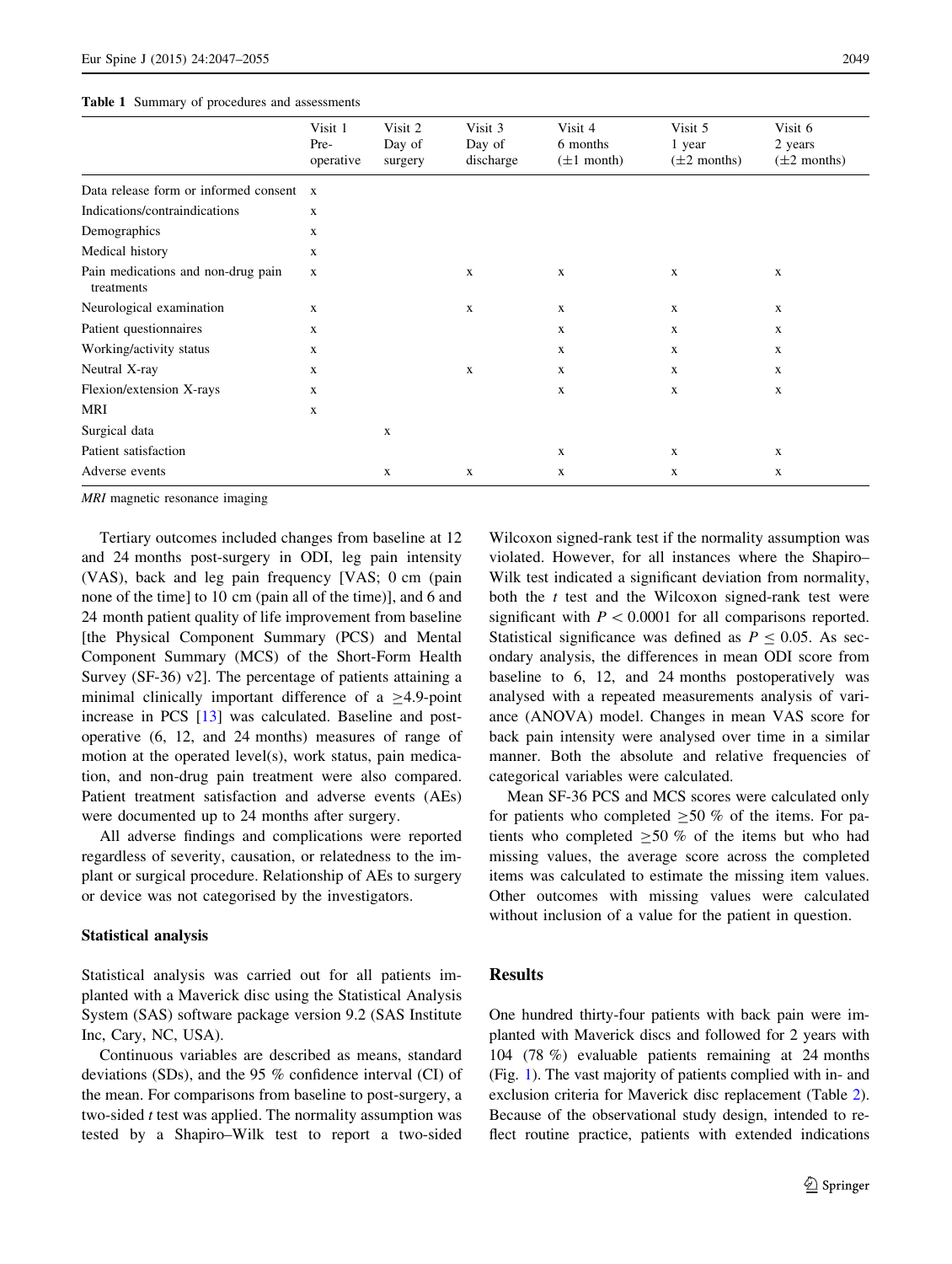**Table 1** Summary of procedures and assessments

| | Visit 1 Pre-operative | Visit 2 Day of surgery | Visit 3 Day of discharge | Visit 4 6 months (±1 month) | Visit 5 1 year (±2 months) | Visit 6 2 years (±2 months) |
|---|---|---|---|---|---|---|
| Data release form or informed consent | x | | | | | |
| Indications/contraindications | x | | | | | |
| Demographics | x | | | | | |
| Medical history | x | | | | | |
| Pain medications and non-drug pain treatments | x | | x | x | x | x |
| Neurological examination | x | | x | x | x | x |
| Patient questionnaires | x | | | x | x | x |
| Working/activity status | x | | | x | x | x |
| Neutral X-ray | x | | x | x | x | x |
| Flexion/extension X-rays | x | | | x | x | x |
| MRI | x | | | | | |
| Surgical data | | x | | | | |
| Patient satisfaction | | | | x | x | x |
| Adverse events | | x | x | x | x | x |

*MRI* magnetic resonance imaging

Tertiary outcomes included changes from baseline at 12 and 24 months post-surgery in ODI, leg pain intensity (VAS), back and leg pain frequency [VAS; 0 cm (pain none of the time] to 10 cm (pain all of the time)], and 6 and 24 month patient quality of life improvement from baseline [the Physical Component Summary (PCS) and Mental Component Summary (MCS) of the Short-Form Health Survey (SF-36) v2]. The percentage of patients attaining a minimal clinically important difference of a ≥4.9-point increase in PCS [13] was calculated. Baseline and postoperative (6, 12, and 24 months) measures of range of motion at the operated level(s), work status, pain medication, and non-drug pain treatment were also compared. Patient treatment satisfaction and adverse events (AEs) were documented up to 24 months after surgery.

All adverse findings and complications were reported regardless of severity, causation, or relatedness to the implant or surgical procedure. Relationship of AEs to surgery or device was not categorised by the investigators.

### Statistical analysis

Statistical analysis was carried out for all patients implanted with a Maverick disc using the Statistical Analysis System (SAS) software package version 9.2 (SAS Institute Inc, Cary, NC, USA).

Continuous variables are described as means, standard deviations (SDs), and the 95 % confidence interval (CI) of the mean. For comparisons from baseline to post-surgery, a two-sided *t* test was applied. The normality assumption was tested by a Shapiro–Wilk test to report a two-sided Wilcoxon signed-rank test if the normality assumption was violated. However, for all instances where the Shapiro–Wilk test indicated a significant deviation from normality, both the *t* test and the Wilcoxon signed-rank test were significant with $P < 0.0001$ for all comparisons reported. Statistical significance was defined as $P \leq 0.05$. As secondary analysis, the differences in mean ODI score from baseline to 6, 12, and 24 months postoperatively was analysed with a repeated measurements analysis of variance (ANOVA) model. Changes in mean VAS score for back pain intensity were analysed over time in a similar manner. Both the absolute and relative frequencies of categorical variables were calculated.

Mean SF-36 PCS and MCS scores were calculated only for patients who completed ≥50 % of the items. For patients who completed ≥50 % of the items but who had missing values, the average score across the completed items was calculated to estimate the missing item values. Other outcomes with missing values were calculated without inclusion of a value for the patient in question.

## Results

One hundred thirty-four patients with back pain were implanted with Maverick discs and followed for 2 years with 104 (78 %) evaluable patients remaining at 24 months (Fig. 1). The vast majority of patients complied with in- and exclusion criteria for Maverick disc replacement (Table 2). Because of the observational study design, intended to reflect routine practice, patients with extended indications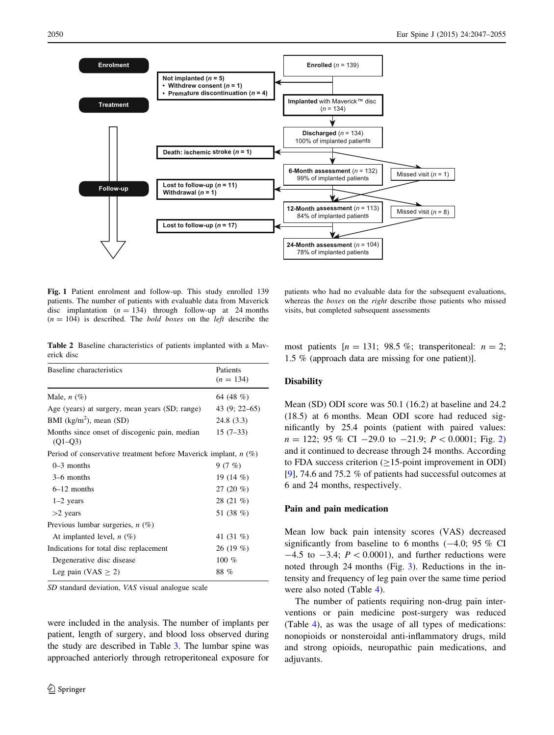Enrolment

Treatment

Follow-up

**Enrolled** (*n* = 139)

**Not implanted (*n* = 5)**
- **Withdrew consent (*n* = 1)**
- **Premature discontinuation (*n* = 4)**

**Implanted** with Maverick™ disc (*n* = 134)

**Discharged** (*n* = 134) 100% of implanted patients

**Death: ischemic stroke (*n* = 1)**

**6-Month assessment** (*n* = 132) 99% of implanted patients

Missed visit (*n* = 1)

**Lost to follow-up (*n* = 11)**
**Withdrawal (*n* = 1)**

**12-Month assessment** (*n* = 113) 84% of implanted patients

Missed visit (*n* = 8)

**Lost to follow-up (*n* = 17)**

**24-Month assessment** (*n* = 104) 78% of implanted patients

**Fig. 1** Patient enrolment and follow-up. This study enrolled 139 patients. The number of patients with evaluable data from Maverick disc implantation ($n = 134$) through follow-up at 24 months ($n = 104$) is described. The *bold boxes* on the *left* describe the patients who had no evaluable data for the subsequent evaluations, whereas the *boxes* on the *right* describe those patients who missed visits, but completed subsequent assessments

**Table 2** Baseline characteristics of patients implanted with a Maverick disc

| Baseline characteristics | Patients ($n = 134$) |
|---|---|
| Male, *n* (%) | 64 (48 %) |
| Age (years) at surgery, mean years (SD; range) | 43 (9; 22–65) |
| BMI (kg/m$^2$), mean (SD) | 24.8 (3.3) |
| Months since onset of discogenic pain, median (Q1–Q3) | 15 (7–33) |
| Period of conservative treatment before Maverick implant, *n* (%) | |
| 0–3 months | 9 (7 %) |
| 3–6 months | 19 (14 %) |
| 6–12 months | 27 (20 %) |
| 1–2 years | 28 (21 %) |
| >2 years | 51 (38 %) |
| Previous lumbar surgeries, *n* (%) | |
| At implanted level, *n* (%) | 41 (31 %) |
| Indications for total disc replacement | 26 (19 %) |
| Degenerative disc disease | 100 % |
| Leg pain (VAS ≥ 2) | 88 % |

*SD* standard deviation, *VAS* visual analogue scale

were included in the analysis. The number of implants per patient, length of surgery, and blood loss observed during the study are described in Table 3. The lumbar spine was approached anteriorly through retroperitoneal exposure for most patients [$n = 131$; 98.5 %; transperitoneal: $n = 2$; 1.5 % (approach data are missing for one patient)].

### Disability

Mean (SD) ODI score was 50.1 (16.2) at baseline and 24.2 (18.5) at 6 months. Mean ODI score had reduced significantly by 25.4 points (patient with paired values: $n = 122$; 95 % CI −29.0 to −21.9; $P < 0.0001$; Fig. 2) and it continued to decrease through 24 months. According to FDA success criterion (≥15-point improvement in ODI) [9], 74.6 and 75.2 % of patients had successful outcomes at 6 and 24 months, respectively.

### Pain and pain medication

Mean low back pain intensity scores (VAS) decreased significantly from baseline to 6 months (−4.0; 95 % CI −4.5 to −3.4; $P < 0.0001$), and further reductions were noted through 24 months (Fig. 3). Reductions in the intensity and frequency of leg pain over the same time period were also noted (Table 4).

The number of patients requiring non-drug pain interventions or pain medicine post-surgery was reduced (Table 4), as was the usage of all types of medications: nonopioids or nonsteroidal anti-inflammatory drugs, mild and strong opioids, neuropathic pain medications, and adjuvants.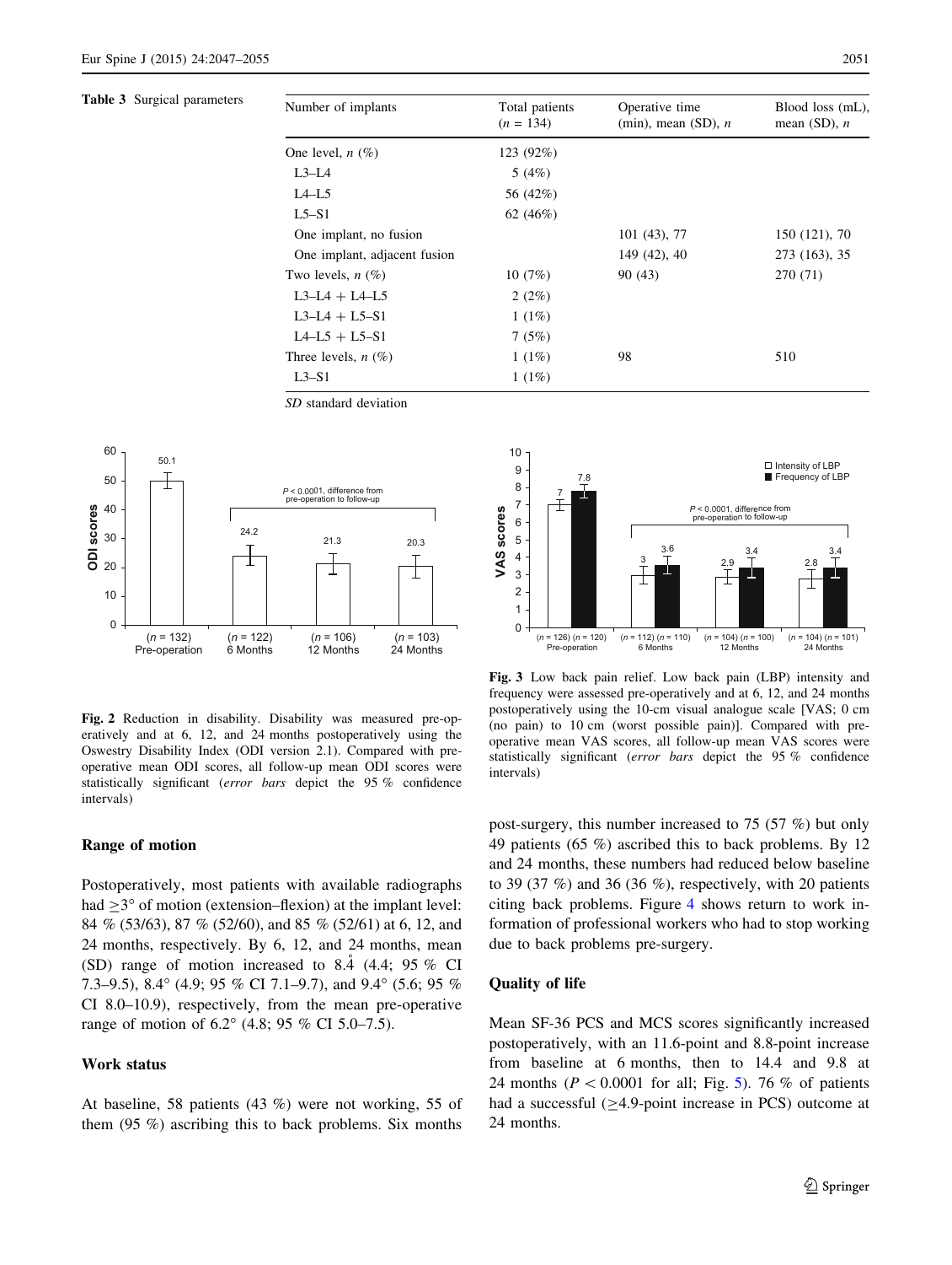**Table 3** Surgical parameters

| Number of implants | Total patients ($n$ = 134) | Operative time (min), mean (SD), $n$ | Blood loss (mL), mean (SD), $n$ |
|---|---|---|---|
| One level, $n$ (%) | 123 (92%) | | |
| L3–L4 | 5 (4%) | | |
| L4–L5 | 56 (42%) | | |
| L5–S1 | 62 (46%) | | |
| One implant, no fusion | | 101 (43), 77 | 150 (121), 70 |
| One implant, adjacent fusion | | 149 (42), 40 | 273 (163), 35 |
| Two levels, $n$ (%) | 10 (7%) | 90 (43) | 270 (71) |
| L3–L4 + L4–L5 | 2 (2%) | | |
| L3–L4 + L5–S1 | 1 (1%) | | |
| L4–L5 + L5–S1 | 7 (5%) | | |
| Three levels, $n$ (%) | 1 (1%) | 98 | 510 |
| L3–S1 | 1 (1%) | | |

*SD* standard deviation

**Fig. 2** Reduction in disability. Disability was measured pre-operatively and at 6, 12, and 24 months postoperatively using the Oswestry Disability Index (ODI version 2.1). Compared with pre-operative mean ODI scores, all follow-up mean ODI scores were statistically significant (*error bars* depict the 95 % confidence intervals)

**Fig. 3** Low back pain relief. Low back pain (LBP) intensity and frequency were assessed pre-operatively and at 6, 12, and 24 months postoperatively using the 10-cm visual analogue scale [VAS; 0 cm (no pain) to 10 cm (worst possible pain)]. Compared with pre-operative mean VAS scores, all follow-up mean VAS scores were statistically significant (*error bars* depict the 95 % confidence intervals)

## Range of motion

Postoperatively, most patients with available radiographs had $\geq 3°$ of motion (extension–flexion) at the implant level: 84 % (53/63), 87 % (52/60), and 85 % (52/61) at 6, 12, and 24 months, respectively. By 6, 12, and 24 months, mean (SD) range of motion increased to 8.4° (4.4; 95 % CI 7.3–9.5), 8.4° (4.9; 95 % CI 7.1–9.7), and 9.4° (5.6; 95 % CI 8.0–10.9), respectively, from the mean pre-operative range of motion of 6.2° (4.8; 95 % CI 5.0–7.5).

## Work status

At baseline, 58 patients (43 %) were not working, 55 of them (95 %) ascribing this to back problems. Six months post-surgery, this number increased to 75 (57 %) but only 49 patients (65 %) ascribed this to back problems. By 12 and 24 months, these numbers had reduced below baseline to 39 (37 %) and 36 (36 %), respectively, with 20 patients citing back problems. Figure 4 shows return to work information of professional workers who had to stop working due to back problems pre-surgery.

## Quality of life

Mean SF-36 PCS and MCS scores significantly increased postoperatively, with an 11.6-point and 8.8-point increase from baseline at 6 months, then to 14.4 and 9.8 at 24 months ($P < 0.0001$ for all; Fig. 5). 76 % of patients had a successful ($\geq$4.9-point increase in PCS) outcome at 24 months.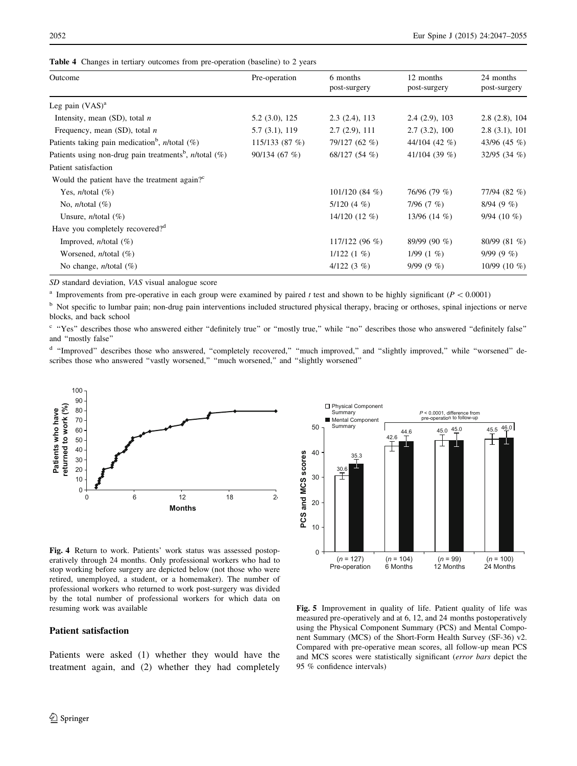**Table 4** Changes in tertiary outcomes from pre-operation (baseline) to 2 years

| Outcome | Pre-operation | 6 months post-surgery | 12 months post-surgery | 24 months post-surgery |
|---|---|---|---|---|
| Leg pain (VAS)[a] | | | | |
| Intensity, mean (SD), total *n* | 5.2 (3.0), 125 | 2.3 (2.4), 113 | 2.4 (2.9), 103 | 2.8 (2.8), 104 |
| Frequency, mean (SD), total *n* | 5.7 (3.1), 119 | 2.7 (2.9), 111 | 2.7 (3.2), 100 | 2.8 (3.1), 101 |
| Patients taking pain medication[b], *n*/total (%) | 115/133 (87 %) | 79/127 (62 %) | 44/104 (42 %) | 43/96 (45 %) |
| Patients using non-drug pain treatments[b], *n*/total (%) | 90/134 (67 %) | 68/127 (54 %) | 41/104 (39 %) | 32/95 (34 %) |
| Patient satisfaction | | | | |
| Would the patient have the treatment again?[c] | | | | |
| Yes, *n*/total (%) | | 101/120 (84 %) | 76/96 (79 %) | 77/94 (82 %) |
| No, *n*/total (%) | | 5/120 (4 %) | 7/96 (7 %) | 8/94 (9 %) |
| Unsure, *n*/total (%) | | 14/120 (12 %) | 13/96 (14 %) | 9/94 (10 %) |
| Have you completely recovered?[d] | | | | |
| Improved, *n*/total (%) | | 117/122 (96 %) | 89/99 (90 %) | 80/99 (81 %) |
| Worsened, *n*/total (%) | | 1/122 (1 %) | 1/99 (1 %) | 9/99 (9 %) |
| No change, *n*/total (%) | | 4/122 (3 %) | 9/99 (9 %) | 10/99 (10 %) |

*SD* standard deviation, *VAS* visual analogue score

[a] Improvements from pre-operative in each group were examined by paired *t* test and shown to be highly significant ($P < 0.0001$)

[b] Not specific to lumbar pain; non-drug pain interventions included structured physical therapy, bracing or orthoses, spinal injections or nerve blocks, and back school

[c] "Yes" describes those who answered either "definitely true" or "mostly true," while "no" describes those who answered "definitely false" and "mostly false"

[d] "Improved" describes those who answered, "completely recovered," "much improved," and "slightly improved," while "worsened" describes those who answered "vastly worsened," "much worsened," and "slightly worsened"

**Fig. 4** Return to work. Patients' work status was assessed postoperatively through 24 months. Only professional workers who had to stop working before surgery are depicted below (not those who were retired, unemployed, a student, or a homemaker). The number of professional workers who returned to work post-surgery was divided by the total number of professional workers for which data on resuming work was available

**Fig. 5** Improvement in quality of life. Patient quality of life was measured pre-operatively and at 6, 12, and 24 months postoperatively using the Physical Component Summary (PCS) and Mental Component Summary (MCS) of the Short-Form Health Survey (SF-36) v2. Compared with pre-operative mean scores, all follow-up mean PCS and MCS scores were statistically significant (*error bars* depict the 95 % confidence intervals)

### Patient satisfaction

Patients were asked (1) whether they would have the treatment again, and (2) whether they had completely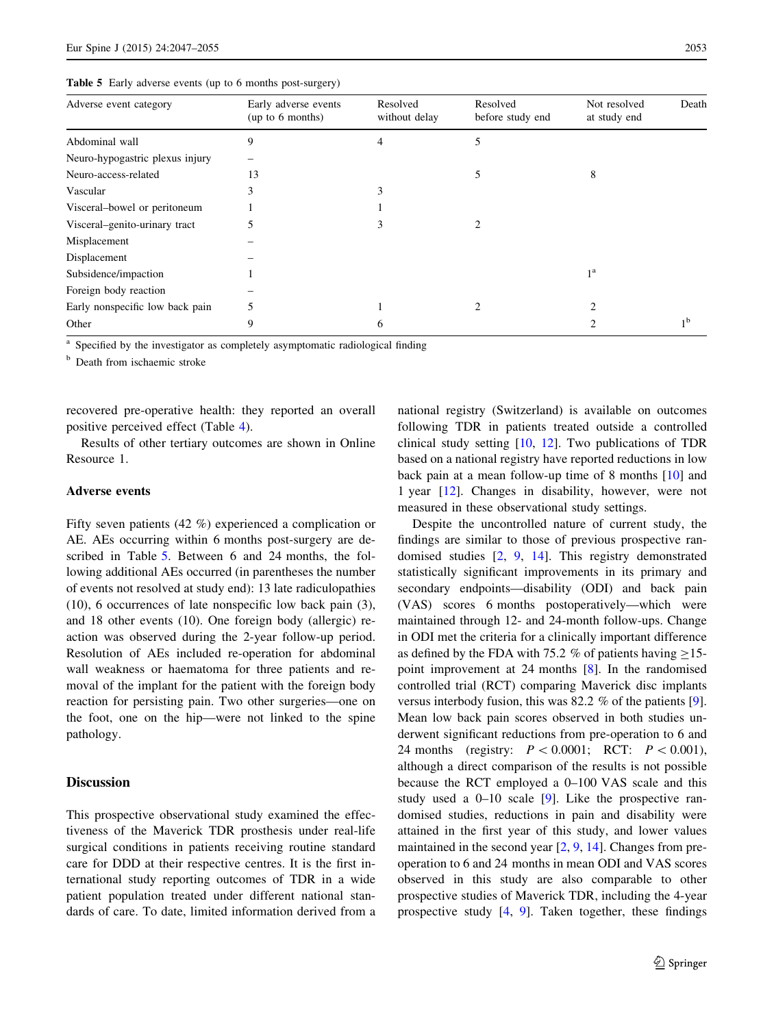Table 5 Early adverse events (up to 6 months post-surgery)

| Adverse event category | Early adverse events (up to 6 months) | Resolved without delay | Resolved before study end | Not resolved at study end | Death |
|---|---|---|---|---|---|
| Abdominal wall | 9 | 4 | 5 | | |
| Neuro-hypogastric plexus injury | – | | | | |
| Neuro-access-related | 13 | | 5 | 8 | |
| Vascular | 3 | 3 | | | |
| Visceral–bowel or peritoneum | 1 | 1 | | | |
| Visceral–genito-urinary tract | 5 | 3 | 2 | | |
| Misplacement | – | | | | |
| Displacement | – | | | | |
| Subsidence/impaction | 1 | | | 1[a] | |
| Foreign body reaction | – | | | | |
| Early nonspecific low back pain | 5 | 1 | 2 | 2 | |
| Other | 9 | 6 | | 2 | 1[b] |

[a] Specified by the investigator as completely asymptomatic radiological finding

[b] Death from ischaemic stroke

recovered pre-operative health: they reported an overall positive perceived effect (Table 4).

Results of other tertiary outcomes are shown in Online Resource 1.

### Adverse events

Fifty seven patients (42 %) experienced a complication or AE. AEs occurring within 6 months post-surgery are described in Table 5. Between 6 and 24 months, the following additional AEs occurred (in parentheses the number of events not resolved at study end): 13 late radiculopathies (10), 6 occurrences of late nonspecific low back pain (3), and 18 other events (10). One foreign body (allergic) reaction was observed during the 2-year follow-up period. Resolution of AEs included re-operation for abdominal wall weakness or haematoma for three patients and removal of the implant for the patient with the foreign body reaction for persisting pain. Two other surgeries—one on the foot, one on the hip—were not linked to the spine pathology.

## Discussion

This prospective observational study examined the effectiveness of the Maverick TDR prosthesis under real-life surgical conditions in patients receiving routine standard care for DDD at their respective centres. It is the first international study reporting outcomes of TDR in a wide patient population treated under different national standards of care. To date, limited information derived from a national registry (Switzerland) is available on outcomes following TDR in patients treated outside a controlled clinical study setting [10, 12]. Two publications of TDR based on a national registry have reported reductions in low back pain at a mean follow-up time of 8 months [10] and 1 year [12]. Changes in disability, however, were not measured in these observational study settings.

Despite the uncontrolled nature of current study, the findings are similar to those of previous prospective randomised studies [2, 9, 14]. This registry demonstrated statistically significant improvements in its primary and secondary endpoints—disability (ODI) and back pain (VAS) scores 6 months postoperatively—which were maintained through 12- and 24-month follow-ups. Change in ODI met the criteria for a clinically important difference as defined by the FDA with 75.2 % of patients having ≥15-point improvement at 24 months [8]. In the randomised controlled trial (RCT) comparing Maverick disc implants versus interbody fusion, this was 82.2 % of the patients [9]. Mean low back pain scores observed in both studies underwent significant reductions from pre-operation to 6 and 24 months (registry: $P < 0.0001$; RCT: $P < 0.001$), although a direct comparison of the results is not possible because the RCT employed a 0–100 VAS scale and this study used a 0–10 scale [9]. Like the prospective randomised studies, reductions in pain and disability were attained in the first year of this study, and lower values maintained in the second year [2, 9, 14]. Changes from pre-operation to 6 and 24 months in mean ODI and VAS scores observed in this study are also comparable to other prospective studies of Maverick TDR, including the 4-year prospective study [4, 9]. Taken together, these findings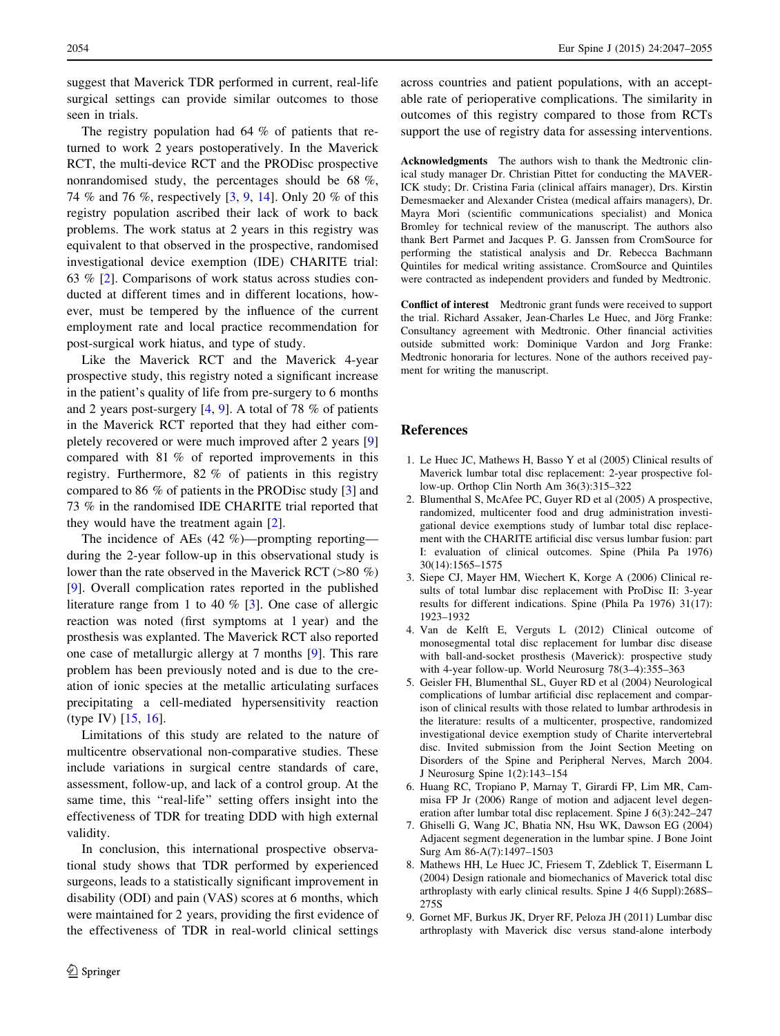suggest that Maverick TDR performed in current, real-life surgical settings can provide similar outcomes to those seen in trials.

The registry population had 64 % of patients that returned to work 2 years postoperatively. In the Maverick RCT, the multi-device RCT and the PRODisc prospective nonrandomised study, the percentages should be 68 %, 74 % and 76 %, respectively [3, 9, 14]. Only 20 % of this registry population ascribed their lack of work to back problems. The work status at 2 years in this registry was equivalent to that observed in the prospective, randomised investigational device exemption (IDE) CHARITE trial: 63 % [2]. Comparisons of work status across studies conducted at different times and in different locations, however, must be tempered by the influence of the current employment rate and local practice recommendation for post-surgical work hiatus, and type of study.

Like the Maverick RCT and the Maverick 4-year prospective study, this registry noted a significant increase in the patient's quality of life from pre-surgery to 6 months and 2 years post-surgery [4, 9]. A total of 78 % of patients in the Maverick RCT reported that they had either completely recovered or were much improved after 2 years [9] compared with 81 % of reported improvements in this registry. Furthermore, 82 % of patients in this registry compared to 86 % of patients in the PRODisc study [3] and 73 % in the randomised IDE CHARITE trial reported that they would have the treatment again [2].

The incidence of AEs (42 %)—prompting reporting—during the 2-year follow-up in this observational study is lower than the rate observed in the Maverick RCT (>80 %) [9]. Overall complication rates reported in the published literature range from 1 to 40 % [3]. One case of allergic reaction was noted (first symptoms at 1 year) and the prosthesis was explanted. The Maverick RCT also reported one case of metallurgic allergy at 7 months [9]. This rare problem has been previously noted and is due to the creation of ionic species at the metallic articulating surfaces precipitating a cell-mediated hypersensitivity reaction (type IV) [15, 16].

Limitations of this study are related to the nature of multicentre observational non-comparative studies. These include variations in surgical centre standards of care, assessment, follow-up, and lack of a control group. At the same time, this "real-life" setting offers insight into the effectiveness of TDR for treating DDD with high external validity.

In conclusion, this international prospective observational study shows that TDR performed by experienced surgeons, leads to a statistically significant improvement in disability (ODI) and pain (VAS) scores at 6 months, which were maintained for 2 years, providing the first evidence of the effectiveness of TDR in real-world clinical settings across countries and patient populations, with an acceptable rate of perioperative complications. The similarity in outcomes of this registry compared to those from RCTs support the use of registry data for assessing interventions.

**Acknowledgments** The authors wish to thank the Medtronic clinical study manager Dr. Christian Pittet for conducting the MAVERICK study; Dr. Cristina Faria (clinical affairs manager), Drs. Kirstin Demesmaeker and Alexander Cristea (medical affairs managers), Dr. Mayra Mori (scientific communications specialist) and Monica Bromley for technical review of the manuscript. The authors also thank Bert Parmet and Jacques P. G. Janssen from CromSource for performing the statistical analysis and Dr. Rebecca Bachmann Quintiles for medical writing assistance. CromSource and Quintiles were contracted as independent providers and funded by Medtronic.

**Conflict of interest** Medtronic grant funds were received to support the trial. Richard Assaker, Jean-Charles Le Huec, and Jörg Franke: Consultancy agreement with Medtronic. Other financial activities outside submitted work: Dominique Vardon and Jorg Franke: Medtronic honoraria for lectures. None of the authors received payment for writing the manuscript.

## References

1. Le Huec JC, Mathews H, Basso Y et al (2005) Clinical results of Maverick lumbar total disc replacement: 2-year prospective follow-up. Orthop Clin North Am 36(3):315–322
2. Blumenthal S, McAfee PC, Guyer RD et al (2005) A prospective, randomized, multicenter food and drug administration investigational device exemptions study of lumbar total disc replacement with the CHARITE artificial disc versus lumbar fusion: part I: evaluation of clinical outcomes. Spine (Phila Pa 1976) 30(14):1565–1575
3. Siepe CJ, Mayer HM, Wiechert K, Korge A (2006) Clinical results of total lumbar disc replacement with ProDisc II: 3-year results for different indications. Spine (Phila Pa 1976) 31(17): 1923–1932
4. Van de Kelft E, Verguts L (2012) Clinical outcome of monosegmental total disc replacement for lumbar disc disease with ball-and-socket prosthesis (Maverick): prospective study with 4-year follow-up. World Neurosurg 78(3–4):355–363
5. Geisler FH, Blumenthal SL, Guyer RD et al (2004) Neurological complications of lumbar artificial disc replacement and comparison of clinical results with those related to lumbar arthrodesis in the literature: results of a multicenter, prospective, randomized investigational device exemption study of Charite intervertebral disc. Invited submission from the Joint Section Meeting on Disorders of the Spine and Peripheral Nerves, March 2004. J Neurosurg Spine 1(2):143–154
6. Huang RC, Tropiano P, Marnay T, Girardi FP, Lim MR, Cammisa FP Jr (2006) Range of motion and adjacent level degeneration after lumbar total disc replacement. Spine J 6(3):242–247
7. Ghiselli G, Wang JC, Bhatia NN, Hsu WK, Dawson EG (2004) Adjacent segment degeneration in the lumbar spine. J Bone Joint Surg Am 86-A(7):1497–1503
8. Mathews HH, Le Huec JC, Friesem T, Zdeblick T, Eisermann L (2004) Design rationale and biomechanics of Maverick total disc arthroplasty with early clinical results. Spine J 4(6 Suppl):268S–275S
9. Gornet MF, Burkus JK, Dryer RF, Peloza JH (2011) Lumbar disc arthroplasty with Maverick disc versus stand-alone interbody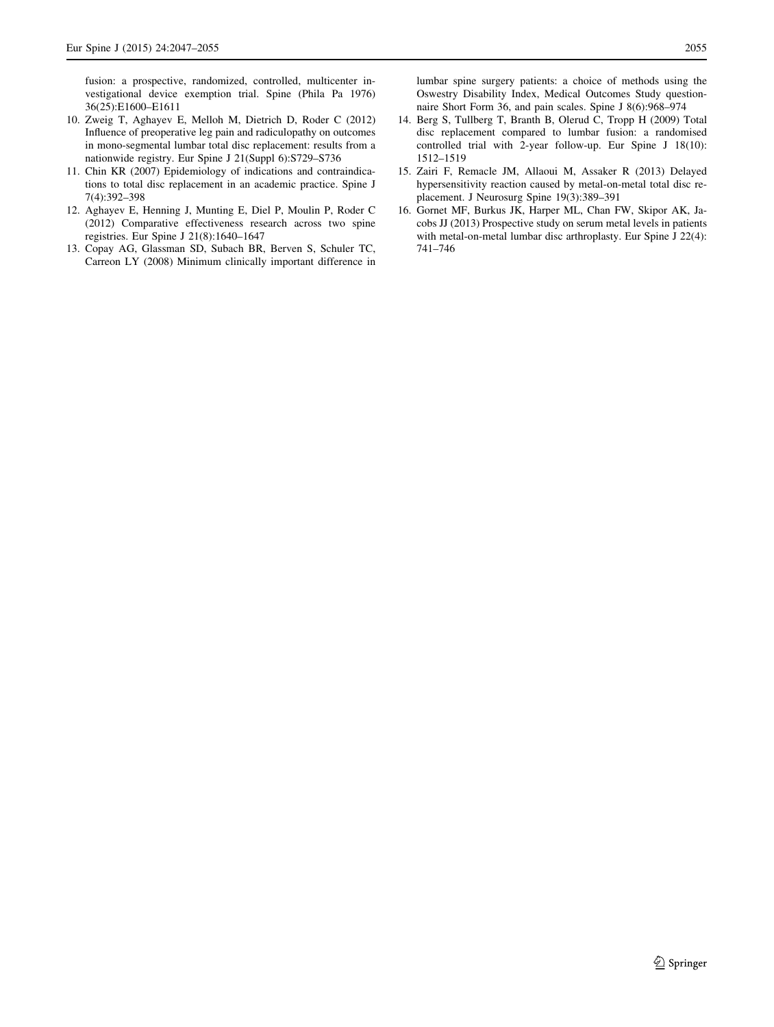fusion: a prospective, randomized, controlled, multicenter investigational device exemption trial. Spine (Phila Pa 1976) 36(25):E1600–E1611

10. Zweig T, Aghayev E, Melloh M, Dietrich D, Roder C (2012) Influence of preoperative leg pain and radiculopathy on outcomes in mono-segmental lumbar total disc replacement: results from a nationwide registry. Eur Spine J 21(Suppl 6):S729–S736
11. Chin KR (2007) Epidemiology of indications and contraindications to total disc replacement in an academic practice. Spine J 7(4):392–398
12. Aghayev E, Henning J, Munting E, Diel P, Moulin P, Roder C (2012) Comparative effectiveness research across two spine registries. Eur Spine J 21(8):1640–1647
13. Copay AG, Glassman SD, Subach BR, Berven S, Schuler TC, Carreon LY (2008) Minimum clinically important difference in lumbar spine surgery patients: a choice of methods using the Oswestry Disability Index, Medical Outcomes Study questionnaire Short Form 36, and pain scales. Spine J 8(6):968–974
14. Berg S, Tullberg T, Branth B, Olerud C, Tropp H (2009) Total disc replacement compared to lumbar fusion: a randomised controlled trial with 2-year follow-up. Eur Spine J 18(10): 1512–1519
15. Zairi F, Remacle JM, Allaoui M, Assaker R (2013) Delayed hypersensitivity reaction caused by metal-on-metal total disc replacement. J Neurosurg Spine 19(3):389–391
16. Gornet MF, Burkus JK, Harper ML, Chan FW, Skipor AK, Jacobs JJ (2013) Prospective study on serum metal levels in patients with metal-on-metal lumbar disc arthroplasty. Eur Spine J 22(4): 741–746